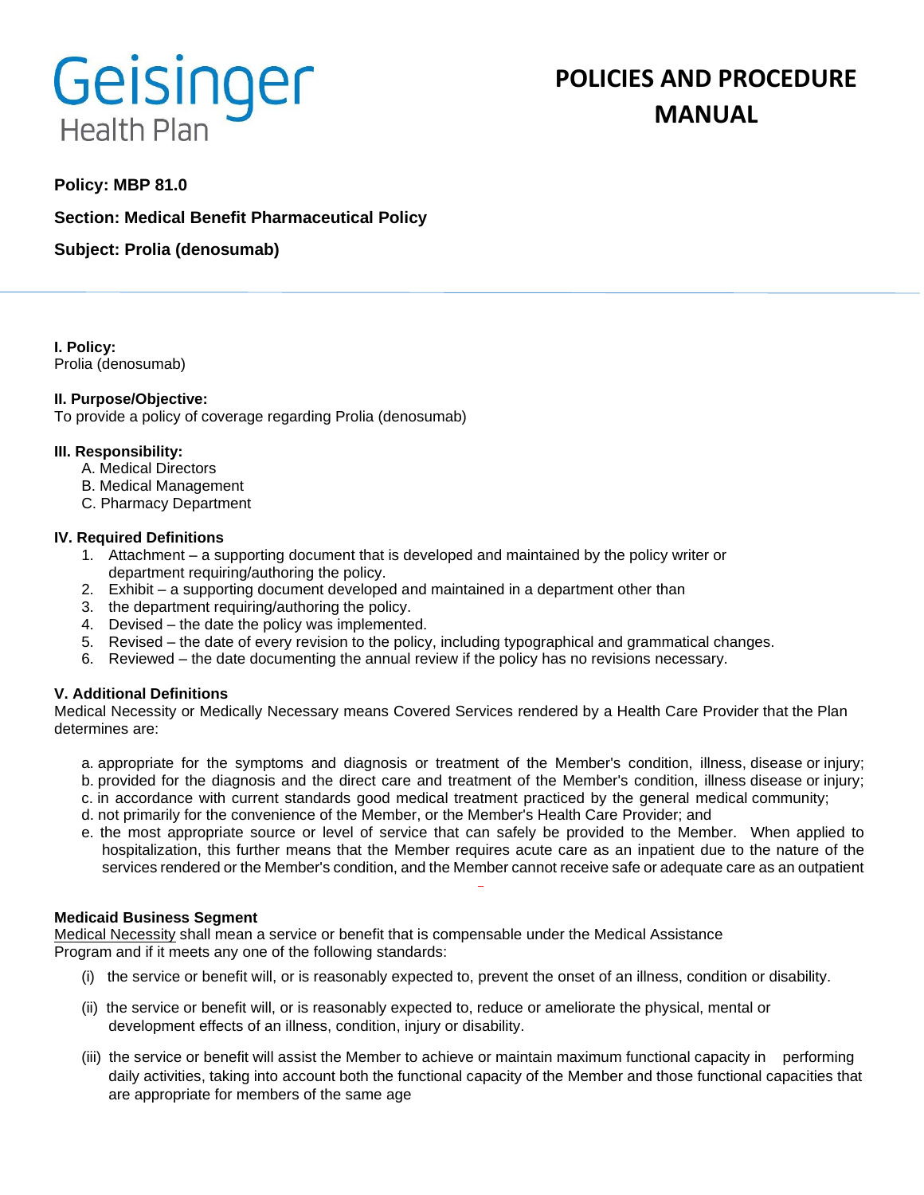Geisinger Health Plan

# POLICIES AND PROCEDURE MANUAL

**Policy: MBP 81.0**

**Section: Medical Benefit Pharmaceutical Policy**

**Subject: Prolia (denosumab)**

**I. Policy:**
Prolia (denosumab)

**II. Purpose/Objective:**
To provide a policy of coverage regarding Prolia (denosumab)

**III. Responsibility:**

A. Medical Directors
B. Medical Management
C. Pharmacy Department

**IV. Required Definitions**

1. Attachment – a supporting document that is developed and maintained by the policy writer or department requiring/authoring the policy.
2. Exhibit – a supporting document developed and maintained in a department other than
3. the department requiring/authoring the policy.
4. Devised – the date the policy was implemented.
5. Revised – the date of every revision to the policy, including typographical and grammatical changes.
6. Reviewed – the date documenting the annual review if the policy has no revisions necessary.

**V. Additional Definitions**
Medical Necessity or Medically Necessary means Covered Services rendered by a Health Care Provider that the Plan determines are:

a. appropriate for the symptoms and diagnosis or treatment of the Member's condition, illness, disease or injury;
b. provided for the diagnosis and the direct care and treatment of the Member's condition, illness disease or injury;
c. in accordance with current standards good medical treatment practiced by the general medical community;
d. not primarily for the convenience of the Member, or the Member's Health Care Provider; and
e. the most appropriate source or level of service that can safely be provided to the Member. When applied to hospitalization, this further means that the Member requires acute care as an inpatient due to the nature of the services rendered or the Member's condition, and the Member cannot receive safe or adequate care as an outpatient

**Medicaid Business Segment**
Medical Necessity shall mean a service or benefit that is compensable under the Medical Assistance Program and if it meets any one of the following standards:

(i) the service or benefit will, or is reasonably expected to, prevent the onset of an illness, condition or disability.

(ii) the service or benefit will, or is reasonably expected to, reduce or ameliorate the physical, mental or development effects of an illness, condition, injury or disability.

(iii) the service or benefit will assist the Member to achieve or maintain maximum functional capacity in performing daily activities, taking into account both the functional capacity of the Member and those functional capacities that are appropriate for members of the same age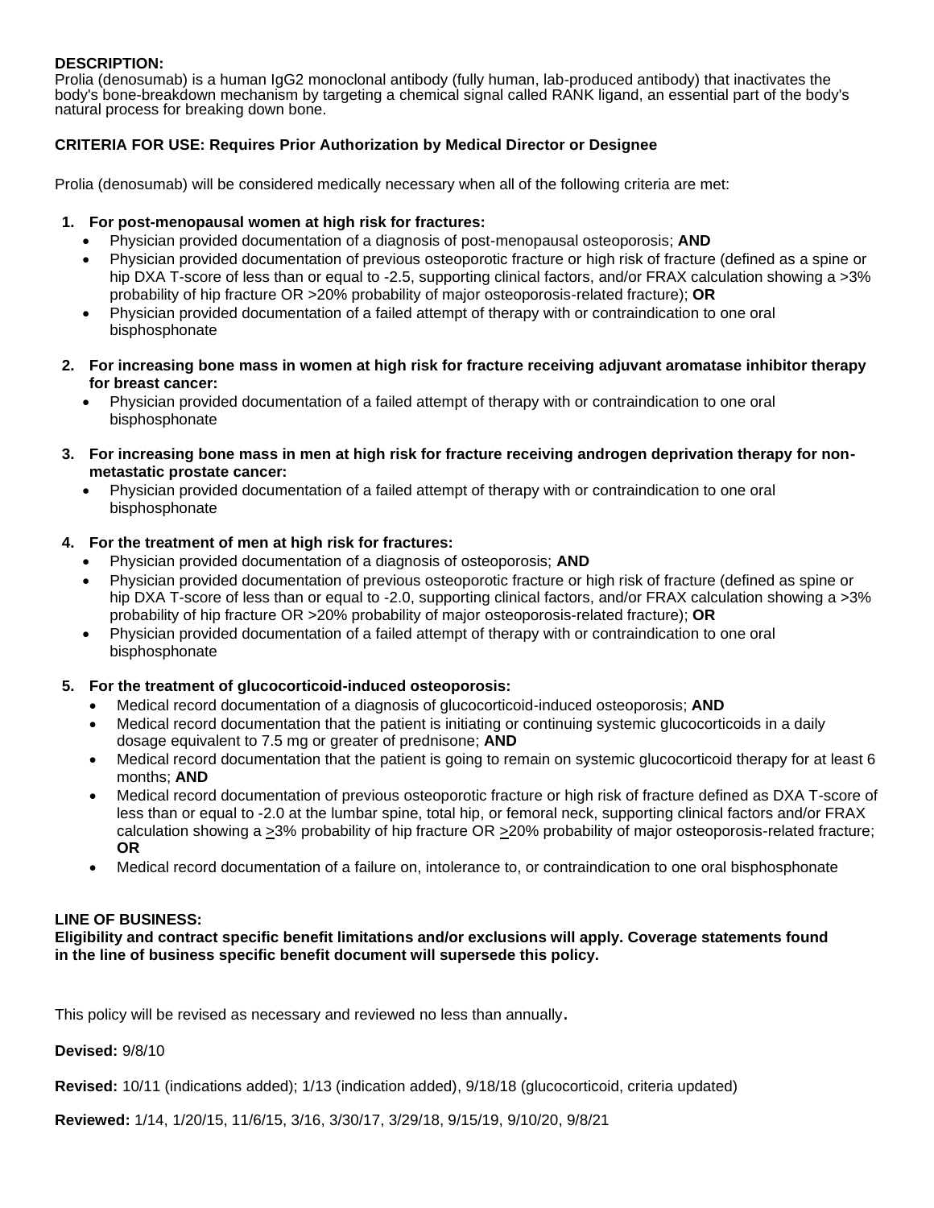**DESCRIPTION:**
Prolia (denosumab) is a human IgG2 monoclonal antibody (fully human, lab-produced antibody) that inactivates the body's bone-breakdown mechanism by targeting a chemical signal called RANK ligand, an essential part of the body's natural process for breaking down bone.

**CRITERIA FOR USE: Requires Prior Authorization by Medical Director or Designee**

Prolia (denosumab) will be considered medically necessary when all of the following criteria are met:

1. **For post-menopausal women at high risk for fractures:**
   - Physician provided documentation of a diagnosis of post-menopausal osteoporosis; **AND**
   - Physician provided documentation of previous osteoporotic fracture or high risk of fracture (defined as a spine or hip DXA T-score of less than or equal to -2.5, supporting clinical factors, and/or FRAX calculation showing a >3% probability of hip fracture OR >20% probability of major osteoporosis-related fracture); **OR**
   - Physician provided documentation of a failed attempt of therapy with or contraindication to one oral bisphosphonate

2. **For increasing bone mass in women at high risk for fracture receiving adjuvant aromatase inhibitor therapy for breast cancer:**
   - Physician provided documentation of a failed attempt of therapy with or contraindication to one oral bisphosphonate

3. **For increasing bone mass in men at high risk for fracture receiving androgen deprivation therapy for non-metastatic prostate cancer:**
   - Physician provided documentation of a failed attempt of therapy with or contraindication to one oral bisphosphonate

4. **For the treatment of men at high risk for fractures:**
   - Physician provided documentation of a diagnosis of osteoporosis; **AND**
   - Physician provided documentation of previous osteoporotic fracture or high risk of fracture (defined as spine or hip DXA T-score of less than or equal to -2.0, supporting clinical factors, and/or FRAX calculation showing a >3% probability of hip fracture OR >20% probability of major osteoporosis-related fracture); **OR**
   - Physician provided documentation of a failed attempt of therapy with or contraindication to one oral bisphosphonate

5. **For the treatment of glucocorticoid-induced osteoporosis:**
   - Medical record documentation of a diagnosis of glucocorticoid-induced osteoporosis; **AND**
   - Medical record documentation that the patient is initiating or continuing systemic glucocorticoids in a daily dosage equivalent to 7.5 mg or greater of prednisone; **AND**
   - Medical record documentation that the patient is going to remain on systemic glucocorticoid therapy for at least 6 months; **AND**
   - Medical record documentation of previous osteoporotic fracture or high risk of fracture defined as DXA T-score of less than or equal to -2.0 at the lumbar spine, total hip, or femoral neck, supporting clinical factors and/or FRAX calculation showing a ≥3% probability of hip fracture OR ≥20% probability of major osteoporosis-related fracture; **OR**
   - Medical record documentation of a failure on, intolerance to, or contraindication to one oral bisphosphonate

**LINE OF BUSINESS:**
**Eligibility and contract specific benefit limitations and/or exclusions will apply. Coverage statements found in the line of business specific benefit document will supersede this policy.**

This policy will be revised as necessary and reviewed no less than annually.

**Devised:** 9/8/10

**Revised:** 10/11 (indications added); 1/13 (indication added), 9/18/18 (glucocorticoid, criteria updated)

**Reviewed:** 1/14, 1/20/15, 11/6/15, 3/16, 3/30/17, 3/29/18, 9/15/19, 9/10/20, 9/8/21